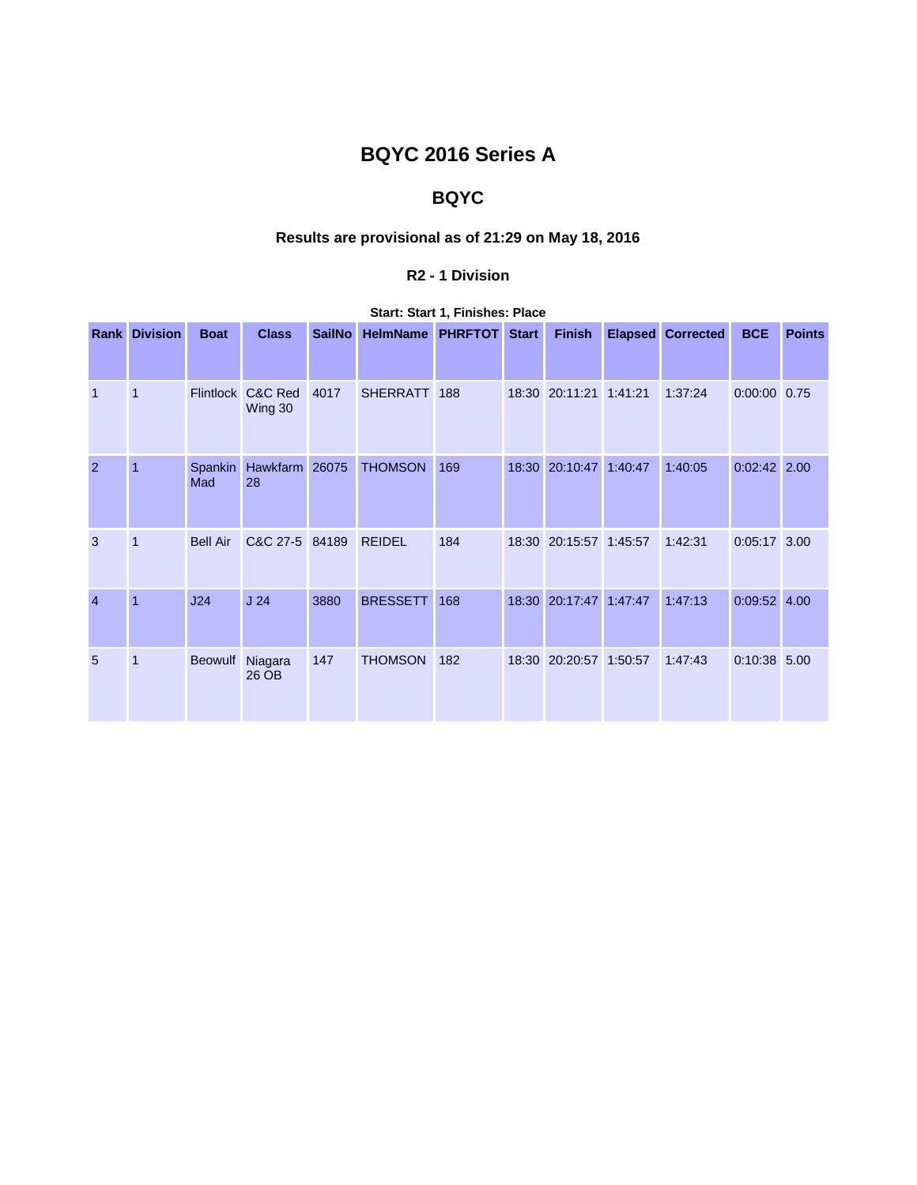# BQYC 2016 Series A

## BQYC

### Results are provisional as of 21:29 on May 18, 2016

#### R2 - 1 Division

**Start: Start 1, Finishes: Place**

| Rank | Division | Boat | Class | SailNo | HelmName | PHRFTOT | Start | Finish | Elapsed | Corrected | BCE | Points |
|---|---|---|---|---|---|---|---|---|---|---|---|---|
| 1 | 1 | Flintlock | C&C Red Wing 30 | 4017 | SHERRATT | 188 | 18:30 | 20:11:21 | 1:41:21 | 1:37:24 | 0:00:00 | 0.75 |
| 2 | 1 | Spankin Mad | Hawkfarm 28 | 26075 | THOMSON | 169 | 18:30 | 20:10:47 | 1:40:47 | 1:40:05 | 0:02:42 | 2.00 |
| 3 | 1 | Bell Air | C&C 27-5 | 84189 | REIDEL | 184 | 18:30 | 20:15:57 | 1:45:57 | 1:42:31 | 0:05:17 | 3.00 |
| 4 | 1 | J24 | J 24 | 3880 | BRESSETT | 168 | 18:30 | 20:17:47 | 1:47:47 | 1:47:13 | 0:09:52 | 4.00 |
| 5 | 1 | Beowulf | Niagara 26 OB | 147 | THOMSON | 182 | 18:30 | 20:20:57 | 1:50:57 | 1:47:43 | 0:10:38 | 5.00 |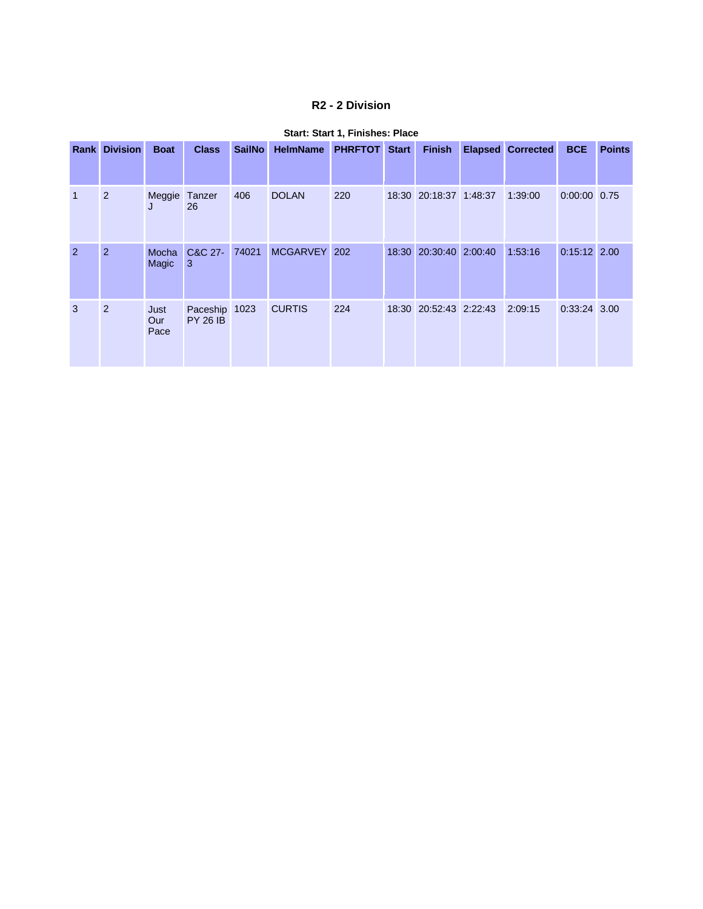# R2 - 2 Division

**Start: Start 1, Finishes: Place**

| Rank | Division | Boat | Class | SailNo | HelmName | PHRFTOT | Start | Finish | Elapsed | Corrected | BCE | Points |
|---|---|---|---|---|---|---|---|---|---|---|---|---|
| 1 | 2 | Meggie J | Tanzer 26 | 406 | DOLAN | 220 | 18:30 | 20:18:37 | 1:48:37 | 1:39:00 | 0:00:00 | 0.75 |
| 2 | 2 | Mocha Magic | C&C 27-3 | 74021 | MCGARVEY | 202 | 18:30 | 20:30:40 | 2:00:40 | 1:53:16 | 0:15:12 | 2.00 |
| 3 | 2 | Just Our Pace | Paceship PY 26 IB | 1023 | CURTIS | 224 | 18:30 | 20:52:43 | 2:22:43 | 2:09:15 | 0:33:24 | 3.00 |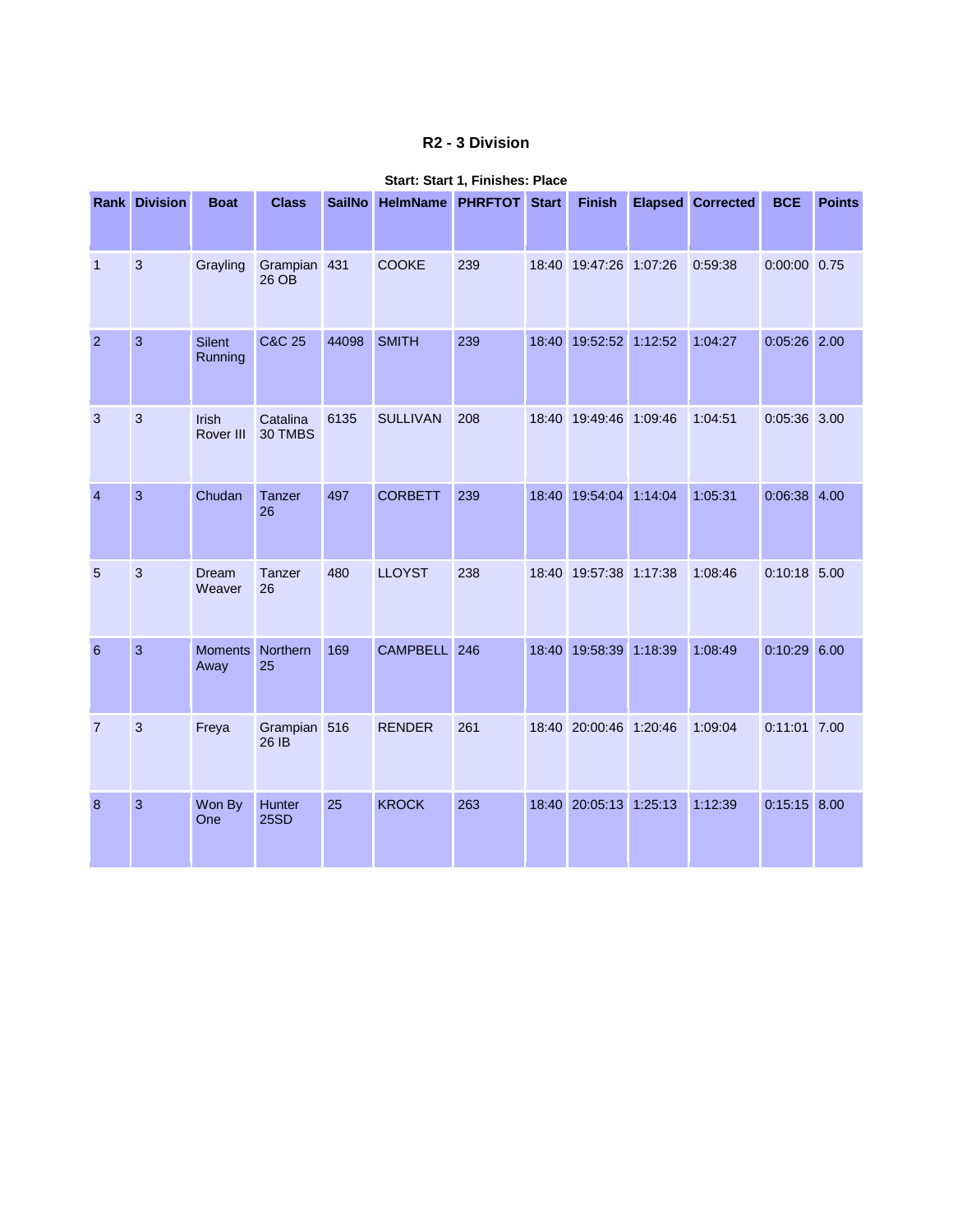## R2 - 3 Division

**Start: Start 1, Finishes: Place**

| Rank | Division | Boat | Class | SailNo | HelmName | PHRFTOT | Start | Finish | Elapsed | Corrected | BCE | Points |
|---|---|---|---|---|---|---|---|---|---|---|---|---|
| 1 | 3 | Grayling | Grampian 26 OB | 431 | COOKE | 239 | 18:40 | 19:47:26 | 1:07:26 | 0:59:38 | 0:00:00 | 0.75 |
| 2 | 3 | Silent Running | C&C 25 | 44098 | SMITH | 239 | 18:40 | 19:52:52 | 1:12:52 | 1:04:27 | 0:05:26 | 2.00 |
| 3 | 3 | Irish Rover III | Catalina 30 TMBS | 6135 | SULLIVAN | 208 | 18:40 | 19:49:46 | 1:09:46 | 1:04:51 | 0:05:36 | 3.00 |
| 4 | 3 | Chudan | Tanzer 26 | 497 | CORBETT | 239 | 18:40 | 19:54:04 | 1:14:04 | 1:05:31 | 0:06:38 | 4.00 |
| 5 | 3 | Dream Weaver | Tanzer 26 | 480 | LLOYST | 238 | 18:40 | 19:57:38 | 1:17:38 | 1:08:46 | 0:10:18 | 5.00 |
| 6 | 3 | Moments Away | Northern 25 | 169 | CAMPBELL | 246 | 18:40 | 19:58:39 | 1:18:39 | 1:08:49 | 0:10:29 | 6.00 |
| 7 | 3 | Freya | Grampian 26 IB | 516 | RENDER | 261 | 18:40 | 20:00:46 | 1:20:46 | 1:09:04 | 0:11:01 | 7.00 |
| 8 | 3 | Won By One | Hunter 25SD | 25 | KROCK | 263 | 18:40 | 20:05:13 | 1:25:13 | 1:12:39 | 0:15:15 | 8.00 |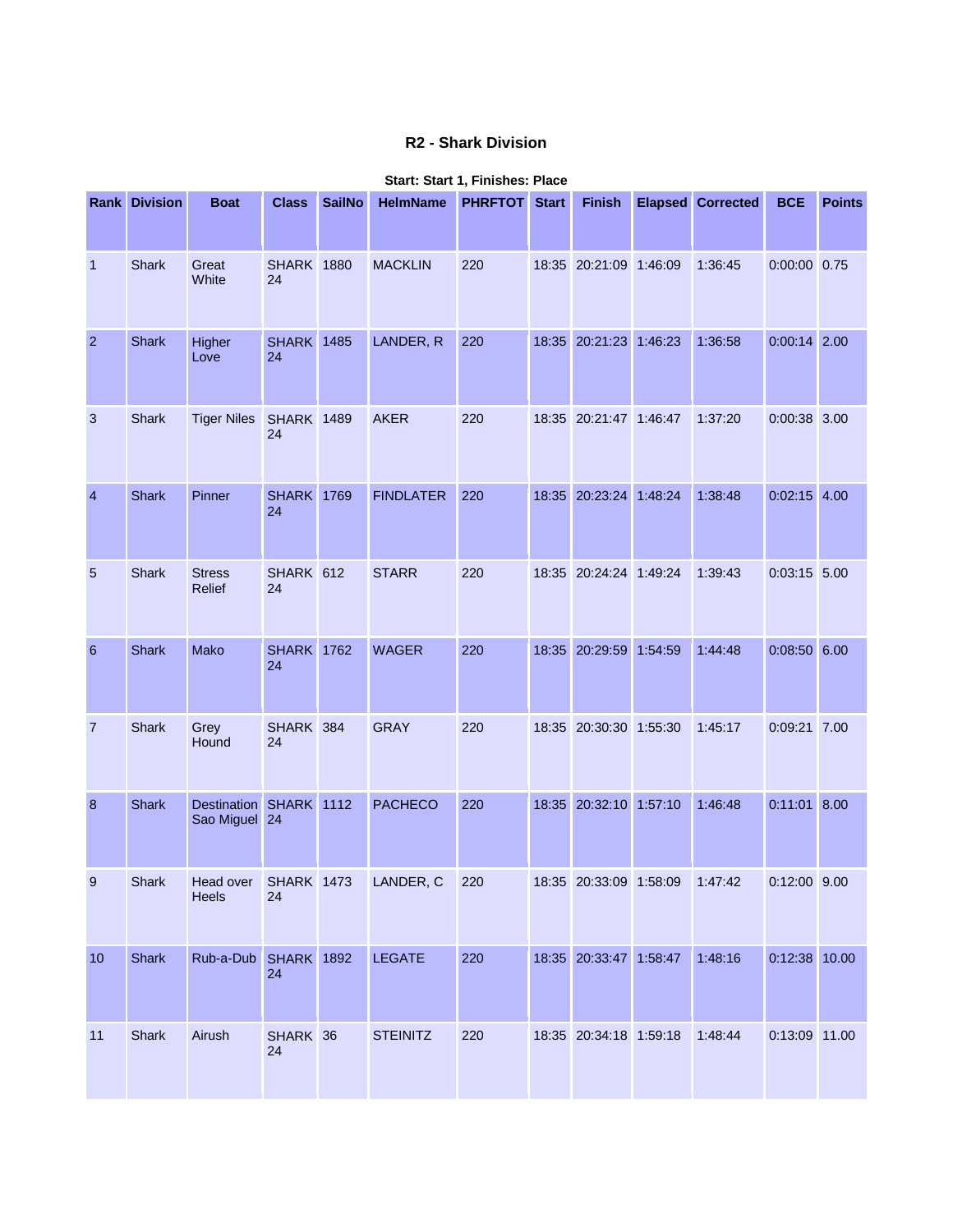## R2 - Shark Division

**Start: Start 1, Finishes: Place**

| Rank | Division | Boat | Class | SailNo | HelmName | PHRFTOT | Start | Finish | Elapsed | Corrected | BCE | Points |
|---|---|---|---|---|---|---|---|---|---|---|---|---|
| 1 | Shark | Great White | SHARK 24 | 1880 | MACKLIN | 220 | 18:35 | 20:21:09 | 1:46:09 | 1:36:45 | 0:00:00 | 0.75 |
| 2 | Shark | Higher Love | SHARK 24 | 1485 | LANDER, R | 220 | 18:35 | 20:21:23 | 1:46:23 | 1:36:58 | 0:00:14 | 2.00 |
| 3 | Shark | Tiger Niles | SHARK 24 | 1489 | AKER | 220 | 18:35 | 20:21:47 | 1:46:47 | 1:37:20 | 0:00:38 | 3.00 |
| 4 | Shark | Pinner | SHARK 24 | 1769 | FINDLATER | 220 | 18:35 | 20:23:24 | 1:48:24 | 1:38:48 | 0:02:15 | 4.00 |
| 5 | Shark | Stress Relief | SHARK 24 | 612 | STARR | 220 | 18:35 | 20:24:24 | 1:49:24 | 1:39:43 | 0:03:15 | 5.00 |
| 6 | Shark | Mako | SHARK 24 | 1762 | WAGER | 220 | 18:35 | 20:29:59 | 1:54:59 | 1:44:48 | 0:08:50 | 6.00 |
| 7 | Shark | Grey Hound | SHARK 24 | 384 | GRAY | 220 | 18:35 | 20:30:30 | 1:55:30 | 1:45:17 | 0:09:21 | 7.00 |
| 8 | Shark | Destination Sao Miguel | SHARK 24 | 1112 | PACHECO | 220 | 18:35 | 20:32:10 | 1:57:10 | 1:46:48 | 0:11:01 | 8.00 |
| 9 | Shark | Head over Heels | SHARK 24 | 1473 | LANDER, C | 220 | 18:35 | 20:33:09 | 1:58:09 | 1:47:42 | 0:12:00 | 9.00 |
| 10 | Shark | Rub-a-Dub | SHARK 24 | 1892 | LEGATE | 220 | 18:35 | 20:33:47 | 1:58:47 | 1:48:16 | 0:12:38 | 10.00 |
| 11 | Shark | Airush | SHARK 24 | 36 | STEINITZ | 220 | 18:35 | 20:34:18 | 1:59:18 | 1:48:44 | 0:13:09 | 11.00 |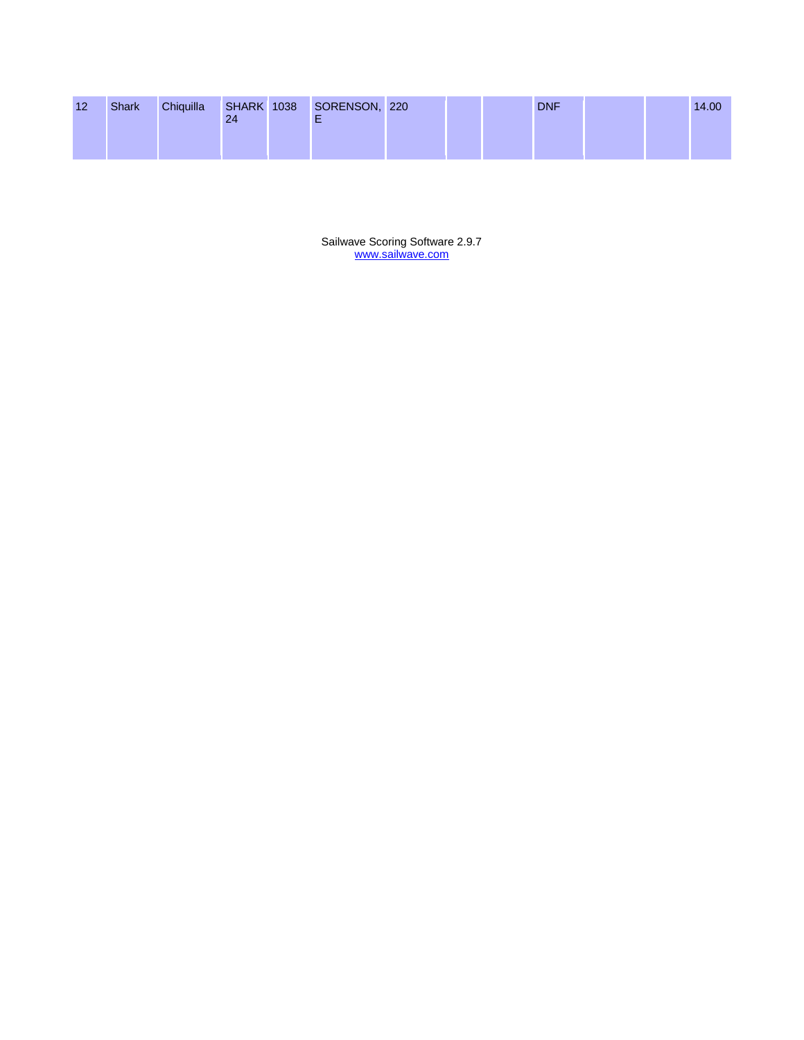| | | | | | | | | | | | | |
|---|---|---|---|---|---|---|---|---|---|---|---|---|
| 12 | Shark | Chiquilla | SHARK 24 | 1038 | SORENSON, E | 220 | | | DNF | | | 14.00 |

Sailwave Scoring Software 2.9.7
[www.sailwave.com](http://www.sailwave.com)